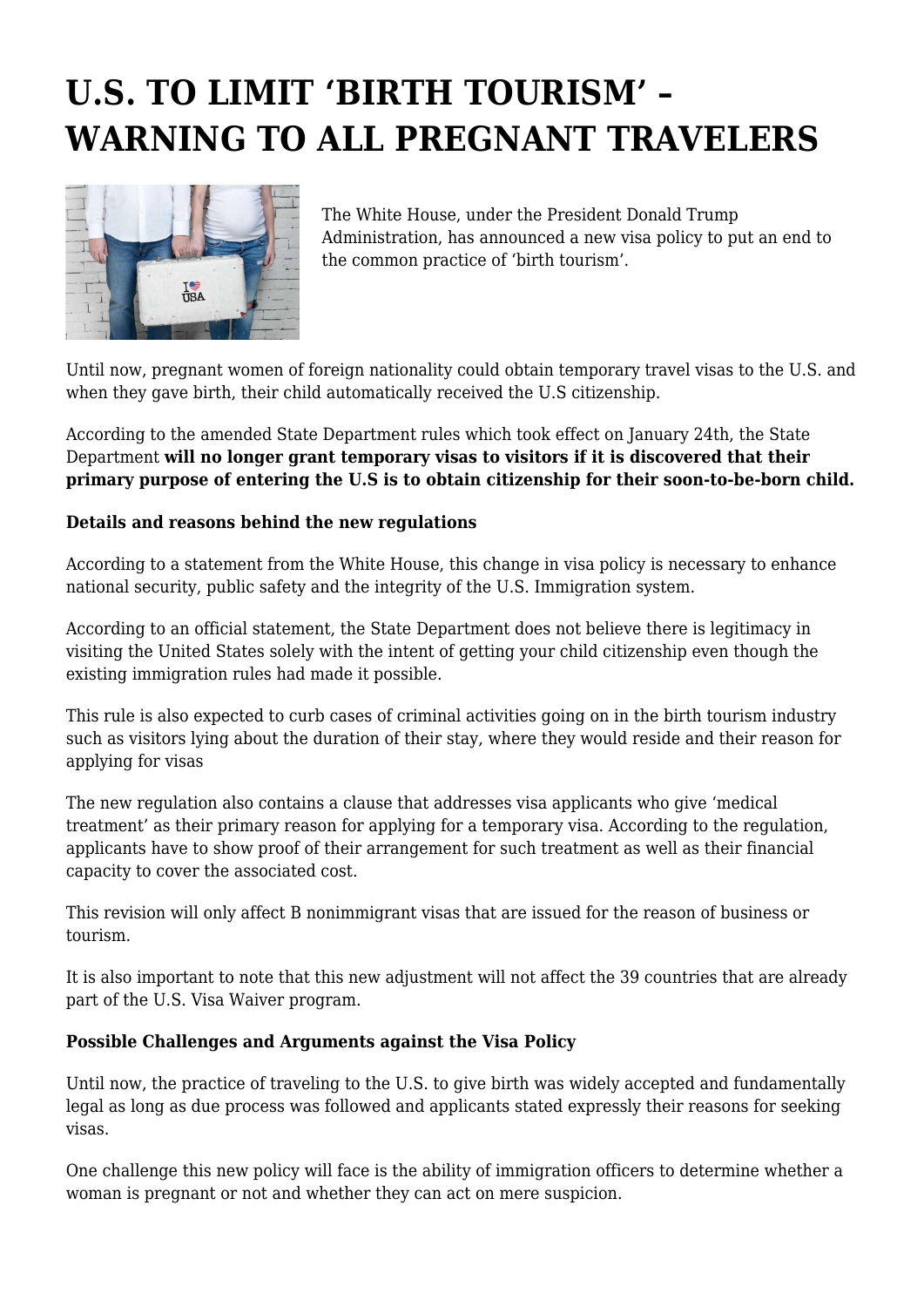# U.S. TO LIMIT 'BIRTH TOURISM' – WARNING TO ALL PREGNANT TRAVELERS

The White House, under the President Donald Trump Administration, has announced a new visa policy to put an end to the common practice of 'birth tourism'.

Until now, pregnant women of foreign nationality could obtain temporary travel visas to the U.S. and when they gave birth, their child automatically received the U.S citizenship.

According to the amended State Department rules which took effect on January 24th, the State Department **will no longer grant temporary visas to visitors if it is discovered that their primary purpose of entering the U.S is to obtain citizenship for their soon-to-be-born child.**

**Details and reasons behind the new regulations**

According to a statement from the White House, this change in visa policy is necessary to enhance national security, public safety and the integrity of the U.S. Immigration system.

According to an official statement, the State Department does not believe there is legitimacy in visiting the United States solely with the intent of getting your child citizenship even though the existing immigration rules had made it possible.

This rule is also expected to curb cases of criminal activities going on in the birth tourism industry such as visitors lying about the duration of their stay, where they would reside and their reason for applying for visas

The new regulation also contains a clause that addresses visa applicants who give 'medical treatment' as their primary reason for applying for a temporary visa. According to the regulation, applicants have to show proof of their arrangement for such treatment as well as their financial capacity to cover the associated cost.

This revision will only affect B nonimmigrant visas that are issued for the reason of business or tourism.

It is also important to note that this new adjustment will not affect the 39 countries that are already part of the U.S. Visa Waiver program.

**Possible Challenges and Arguments against the Visa Policy**

Until now, the practice of traveling to the U.S. to give birth was widely accepted and fundamentally legal as long as due process was followed and applicants stated expressly their reasons for seeking visas.

One challenge this new policy will face is the ability of immigration officers to determine whether a woman is pregnant or not and whether they can act on mere suspicion.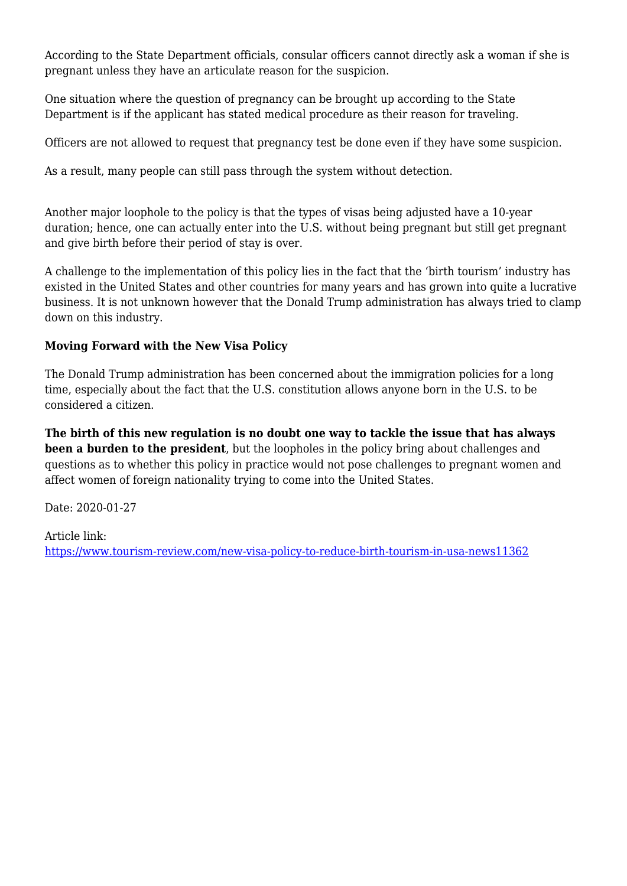According to the State Department officials, consular officers cannot directly ask a woman if she is pregnant unless they have an articulate reason for the suspicion.

One situation where the question of pregnancy can be brought up according to the State Department is if the applicant has stated medical procedure as their reason for traveling.

Officers are not allowed to request that pregnancy test be done even if they have some suspicion.

As a result, many people can still pass through the system without detection.

Another major loophole to the policy is that the types of visas being adjusted have a 10-year duration; hence, one can actually enter into the U.S. without being pregnant but still get pregnant and give birth before their period of stay is over.

A challenge to the implementation of this policy lies in the fact that the 'birth tourism' industry has existed in the United States and other countries for many years and has grown into quite a lucrative business. It is not unknown however that the Donald Trump administration has always tried to clamp down on this industry.

**Moving Forward with the New Visa Policy**

The Donald Trump administration has been concerned about the immigration policies for a long time, especially about the fact that the U.S. constitution allows anyone born in the U.S. to be considered a citizen.

**The birth of this new regulation is no doubt one way to tackle the issue that has always been a burden to the president**, but the loopholes in the policy bring about challenges and questions as to whether this policy in practice would not pose challenges to pregnant women and affect women of foreign nationality trying to come into the United States.

Date: 2020-01-27

Article link:
[https://www.tourism-review.com/new-visa-policy-to-reduce-birth-tourism-in-usa-news11362](https://www.tourism-review.com/new-visa-policy-to-reduce-birth-tourism-in-usa-news11362)